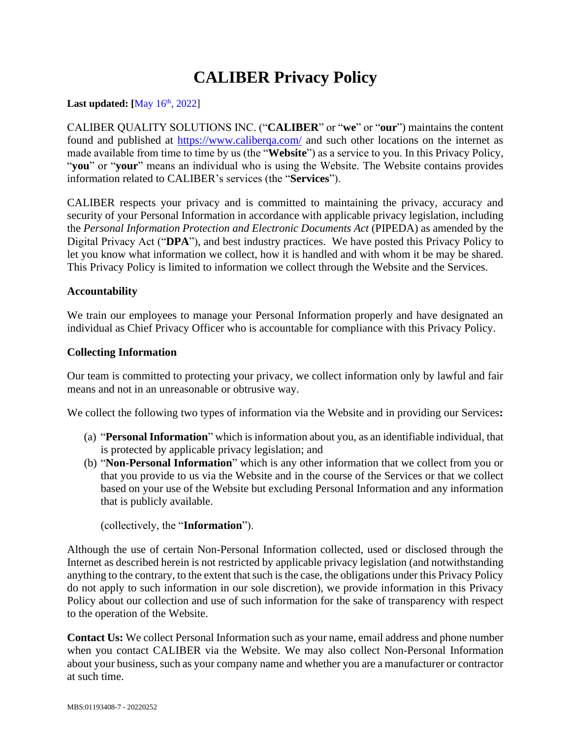# CALIBER Privacy Policy

**Last updated: [**May 16th, 2022]

CALIBER QUALITY SOLUTIONS INC. ("**CALIBER**" or "**we**" or "**our**") maintains the content found and published at https://www.caliberqa.com/ and such other locations on the internet as made available from time to time by us (the "**Website**") as a service to you. In this Privacy Policy, "**you**" or "**your**" means an individual who is using the Website. The Website contains provides information related to CALIBER's services (the "**Services**").

CALIBER respects your privacy and is committed to maintaining the privacy, accuracy and security of your Personal Information in accordance with applicable privacy legislation, including the *Personal Information Protection and Electronic Documents Act* (PIPEDA) as amended by the Digital Privacy Act ("**DPA**"), and best industry practices. We have posted this Privacy Policy to let you know what information we collect, how it is handled and with whom it be may be shared. This Privacy Policy is limited to information we collect through the Website and the Services.

### Accountability

We train our employees to manage your Personal Information properly and have designated an individual as Chief Privacy Officer who is accountable for compliance with this Privacy Policy.

### Collecting Information

Our team is committed to protecting your privacy, we collect information only by lawful and fair means and not in an unreasonable or obtrusive way.

We collect the following two types of information via the Website and in providing our Services**:**

(a) "**Personal Information**" which is information about you, as an identifiable individual, that is protected by applicable privacy legislation; and

(b) "**Non-Personal Information**" which is any other information that we collect from you or that you provide to us via the Website and in the course of the Services or that we collect based on your use of the Website but excluding Personal Information and any information that is publicly available.

(collectively, the "**Information**").

Although the use of certain Non-Personal Information collected, used or disclosed through the Internet as described herein is not restricted by applicable privacy legislation (and notwithstanding anything to the contrary, to the extent that such is the case, the obligations under this Privacy Policy do not apply to such information in our sole discretion), we provide information in this Privacy Policy about our collection and use of such information for the sake of transparency with respect to the operation of the Website.

**Contact Us:** We collect Personal Information such as your name, email address and phone number when you contact CALIBER via the Website. We may also collect Non-Personal Information about your business, such as your company name and whether you are a manufacturer or contractor at such time.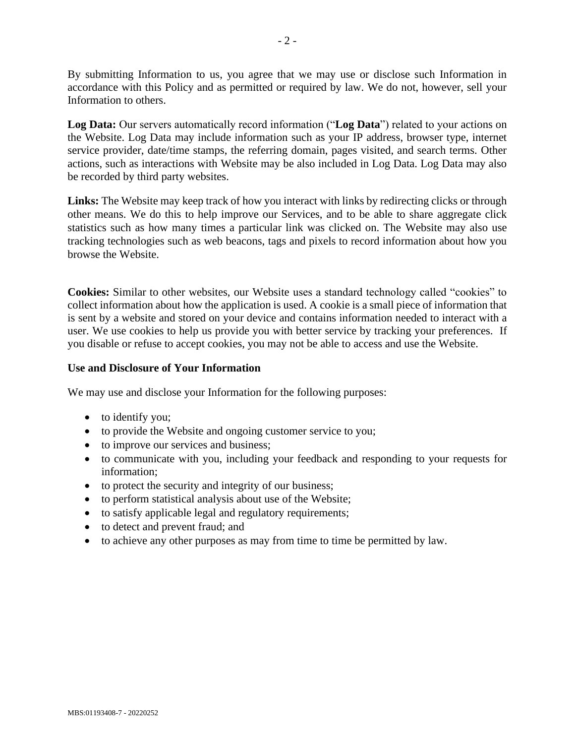By submitting Information to us, you agree that we may use or disclose such Information in accordance with this Policy and as permitted or required by law. We do not, however, sell your Information to others.

**Log Data:** Our servers automatically record information ("**Log Data**") related to your actions on the Website. Log Data may include information such as your IP address, browser type, internet service provider, date/time stamps, the referring domain, pages visited, and search terms. Other actions, such as interactions with Website may be also included in Log Data. Log Data may also be recorded by third party websites.

**Links:** The Website may keep track of how you interact with links by redirecting clicks or through other means. We do this to help improve our Services, and to be able to share aggregate click statistics such as how many times a particular link was clicked on. The Website may also use tracking technologies such as web beacons, tags and pixels to record information about how you browse the Website.

**Cookies:** Similar to other websites, our Website uses a standard technology called "cookies" to collect information about how the application is used. A cookie is a small piece of information that is sent by a website and stored on your device and contains information needed to interact with a user. We use cookies to help us provide you with better service by tracking your preferences. If you disable or refuse to accept cookies, you may not be able to access and use the Website.

**Use and Disclosure of Your Information**

We may use and disclose your Information for the following purposes:

- to identify you;
- to provide the Website and ongoing customer service to you;
- to improve our services and business;
- to communicate with you, including your feedback and responding to your requests for information;
- to protect the security and integrity of our business;
- to perform statistical analysis about use of the Website;
- to satisfy applicable legal and regulatory requirements;
- to detect and prevent fraud; and
- to achieve any other purposes as may from time to time be permitted by law.

MBS:01193408-7 - 20220252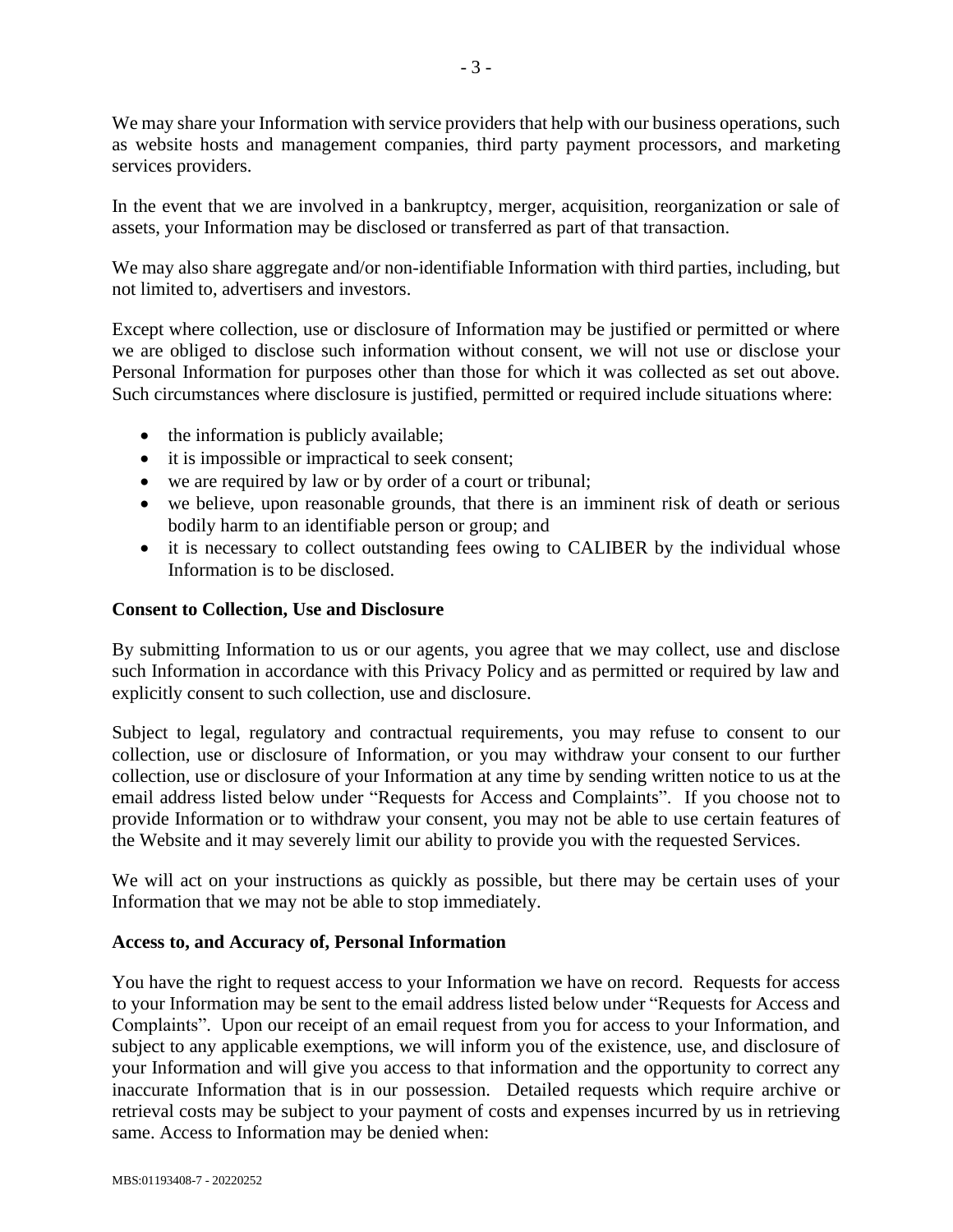We may share your Information with service providers that help with our business operations, such as website hosts and management companies, third party payment processors, and marketing services providers.

In the event that we are involved in a bankruptcy, merger, acquisition, reorganization or sale of assets, your Information may be disclosed or transferred as part of that transaction.

We may also share aggregate and/or non-identifiable Information with third parties, including, but not limited to, advertisers and investors.

Except where collection, use or disclosure of Information may be justified or permitted or where we are obliged to disclose such information without consent, we will not use or disclose your Personal Information for purposes other than those for which it was collected as set out above. Such circumstances where disclosure is justified, permitted or required include situations where:

- the information is publicly available;
- it is impossible or impractical to seek consent;
- we are required by law or by order of a court or tribunal;
- we believe, upon reasonable grounds, that there is an imminent risk of death or serious bodily harm to an identifiable person or group; and
- it is necessary to collect outstanding fees owing to CALIBER by the individual whose Information is to be disclosed.

**Consent to Collection, Use and Disclosure**

By submitting Information to us or our agents, you agree that we may collect, use and disclose such Information in accordance with this Privacy Policy and as permitted or required by law and explicitly consent to such collection, use and disclosure.

Subject to legal, regulatory and contractual requirements, you may refuse to consent to our collection, use or disclosure of Information, or you may withdraw your consent to our further collection, use or disclosure of your Information at any time by sending written notice to us at the email address listed below under "Requests for Access and Complaints". If you choose not to provide Information or to withdraw your consent, you may not be able to use certain features of the Website and it may severely limit our ability to provide you with the requested Services.

We will act on your instructions as quickly as possible, but there may be certain uses of your Information that we may not be able to stop immediately.

**Access to, and Accuracy of, Personal Information**

You have the right to request access to your Information we have on record. Requests for access to your Information may be sent to the email address listed below under "Requests for Access and Complaints". Upon our receipt of an email request from you for access to your Information, and subject to any applicable exemptions, we will inform you of the existence, use, and disclosure of your Information and will give you access to that information and the opportunity to correct any inaccurate Information that is in our possession. Detailed requests which require archive or retrieval costs may be subject to your payment of costs and expenses incurred by us in retrieving same. Access to Information may be denied when: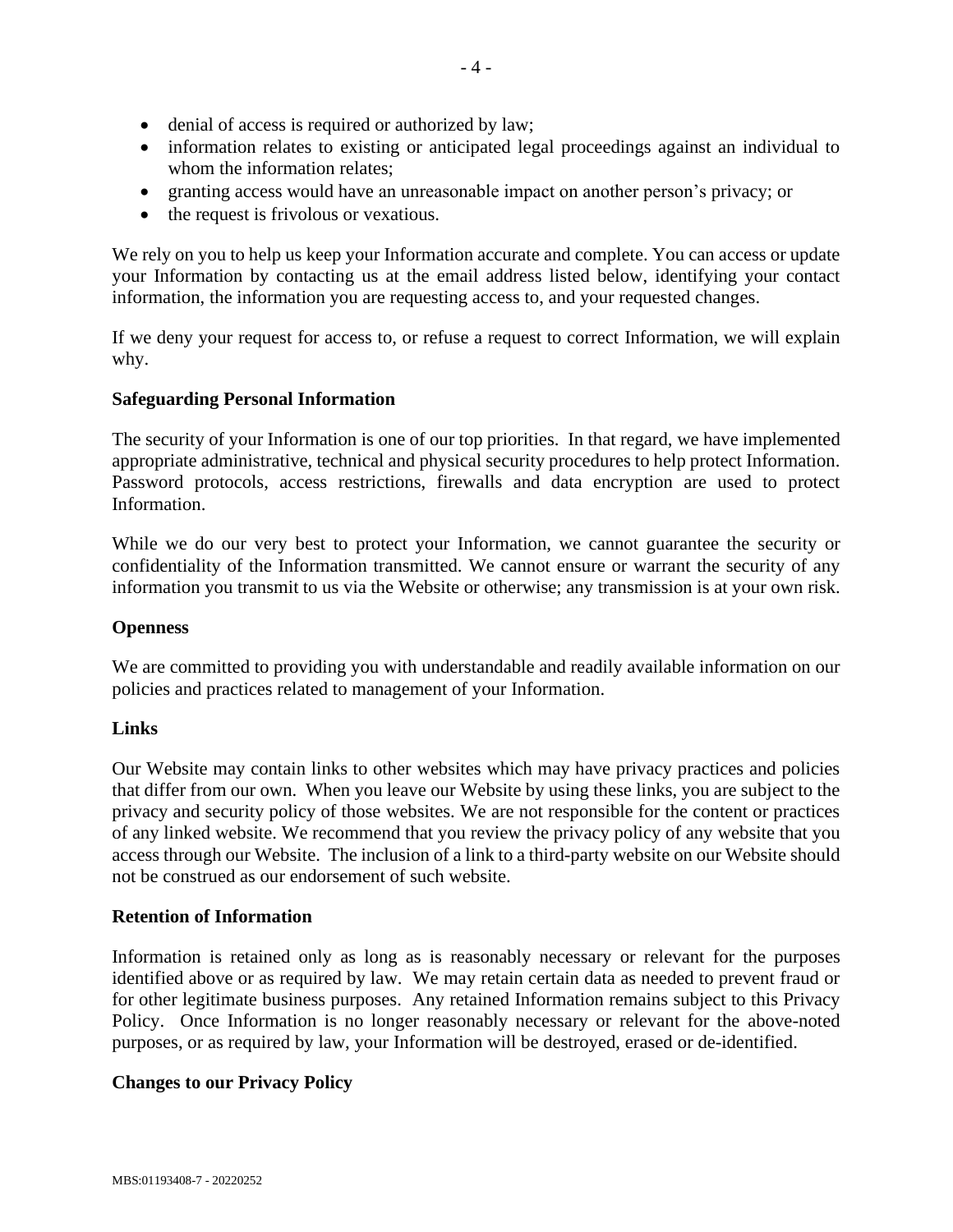- denial of access is required or authorized by law;
- information relates to existing or anticipated legal proceedings against an individual to whom the information relates;
- granting access would have an unreasonable impact on another person's privacy; or
- the request is frivolous or vexatious.

We rely on you to help us keep your Information accurate and complete. You can access or update your Information by contacting us at the email address listed below, identifying your contact information, the information you are requesting access to, and your requested changes.

If we deny your request for access to, or refuse a request to correct Information, we will explain why.

**Safeguarding Personal Information**

The security of your Information is one of our top priorities. In that regard, we have implemented appropriate administrative, technical and physical security procedures to help protect Information. Password protocols, access restrictions, firewalls and data encryption are used to protect Information.

While we do our very best to protect your Information, we cannot guarantee the security or confidentiality of the Information transmitted. We cannot ensure or warrant the security of any information you transmit to us via the Website or otherwise; any transmission is at your own risk.

**Openness**

We are committed to providing you with understandable and readily available information on our policies and practices related to management of your Information.

**Links**

Our Website may contain links to other websites which may have privacy practices and policies that differ from our own. When you leave our Website by using these links, you are subject to the privacy and security policy of those websites. We are not responsible for the content or practices of any linked website. We recommend that you review the privacy policy of any website that you access through our Website. The inclusion of a link to a third-party website on our Website should not be construed as our endorsement of such website.

**Retention of Information**

Information is retained only as long as is reasonably necessary or relevant for the purposes identified above or as required by law. We may retain certain data as needed to prevent fraud or for other legitimate business purposes. Any retained Information remains subject to this Privacy Policy. Once Information is no longer reasonably necessary or relevant for the above-noted purposes, or as required by law, your Information will be destroyed, erased or de-identified.

**Changes to our Privacy Policy**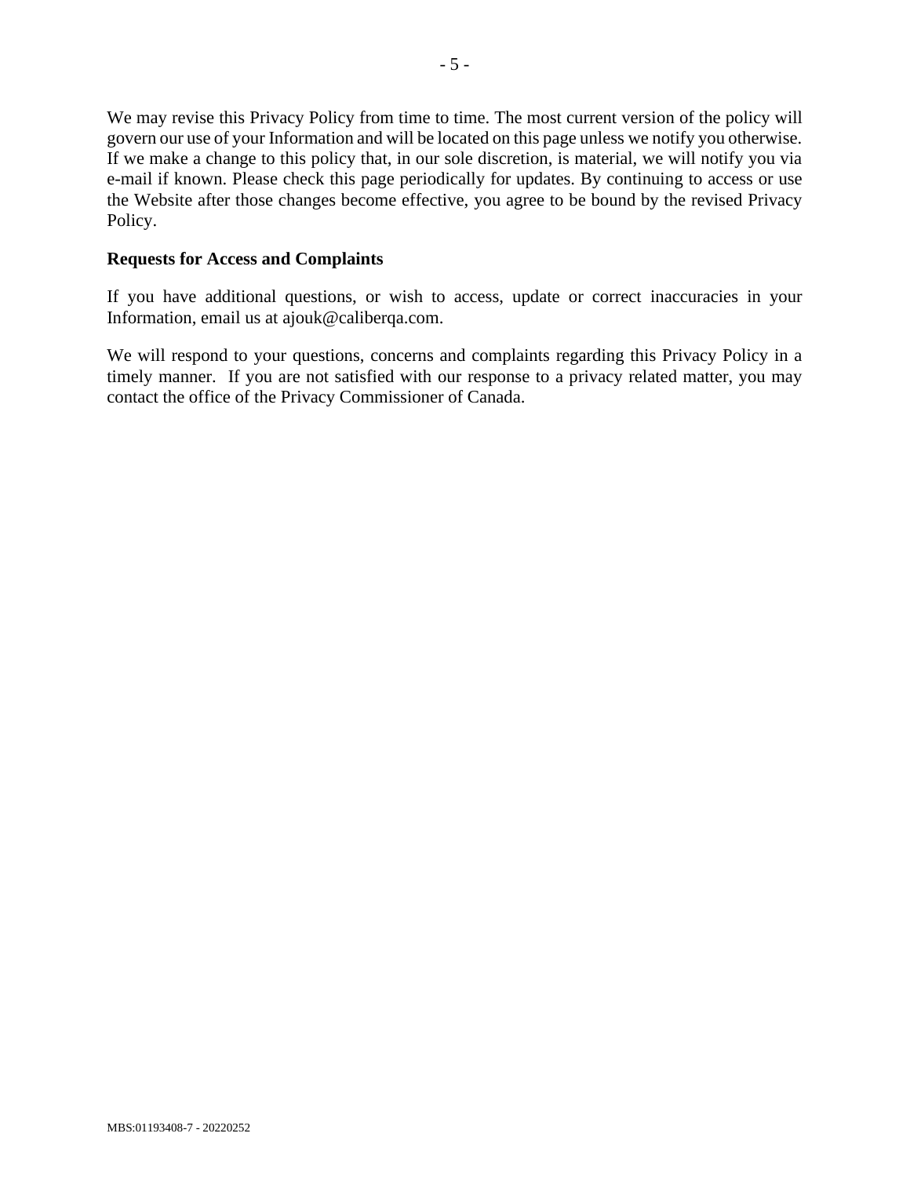We may revise this Privacy Policy from time to time. The most current version of the policy will govern our use of your Information and will be located on this page unless we notify you otherwise. If we make a change to this policy that, in our sole discretion, is material, we will notify you via e-mail if known. Please check this page periodically for updates. By continuing to access or use the Website after those changes become effective, you agree to be bound by the revised Privacy Policy.

**Requests for Access and Complaints**

If you have additional questions, or wish to access, update or correct inaccuracies in your Information, email us at ajouk@caliberqa.com.

We will respond to your questions, concerns and complaints regarding this Privacy Policy in a timely manner. If you are not satisfied with our response to a privacy related matter, you may contact the office of the Privacy Commissioner of Canada.